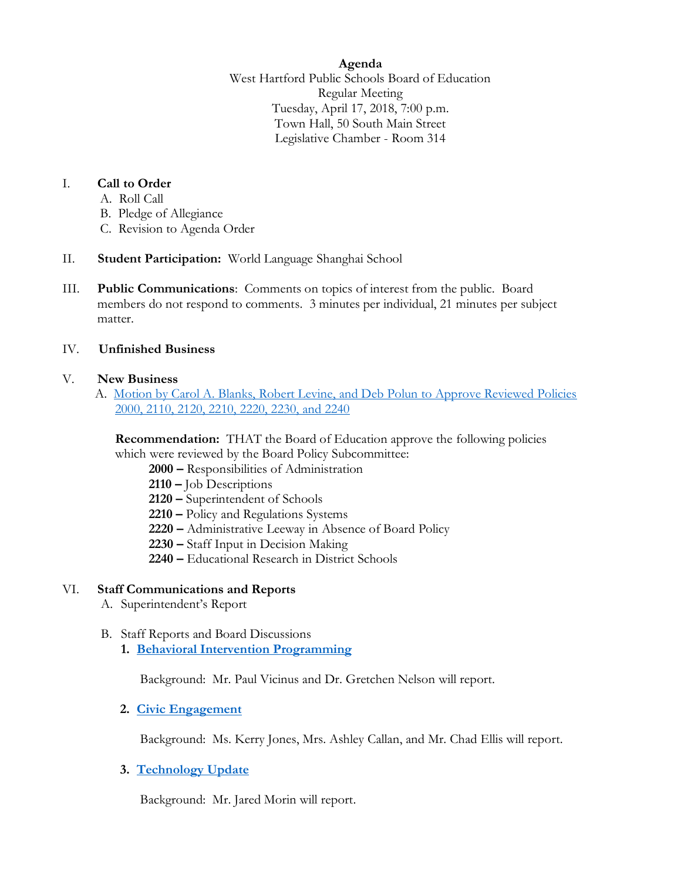**Agenda**

West Hartford Public Schools Board of Education

Regular Meeting

Tuesday, April 17, 2018, 7:00 p.m.

Town Hall, 50 South Main Street

Legislative Chamber - Room 314

I. **Call to Order**
   - A. Roll Call
   - B. Pledge of Allegiance
   - C. Revision to Agenda Order

II. **Student Participation:** World Language Shanghai School

III. **Public Communications**: Comments on topics of interest from the public. Board members do not respond to comments. 3 minutes per individual, 21 minutes per subject matter.

IV. **Unfinished Business**

V. **New Business**
   - A. Motion by Carol A. Blanks, Robert Levine, and Deb Polun to Approve Reviewed Policies 2000, 2110, 2120, 2210, 2220, 2230, and 2240

     **Recommendation:** THAT the Board of Education approve the following policies which were reviewed by the Board Policy Subcommittee:

     **2000 –** Responsibilities of Administration
     **2110 –** Job Descriptions
     **2120 –** Superintendent of Schools
     **2210 –** Policy and Regulations Systems
     **2220 –** Administrative Leeway in Absence of Board Policy
     **2230 –** Staff Input in Decision Making
     **2240 –** Educational Research in District Schools

VI. **Staff Communications and Reports**
   - A. Superintendent's Report
   - B. Staff Reports and Board Discussions
     1. **Behavioral Intervention Programming**

        Background: Mr. Paul Vicinus and Dr. Gretchen Nelson will report.

     2. **Civic Engagement**

        Background: Ms. Kerry Jones, Mrs. Ashley Callan, and Mr. Chad Ellis will report.

     3. **Technology Update**

        Background: Mr. Jared Morin will report.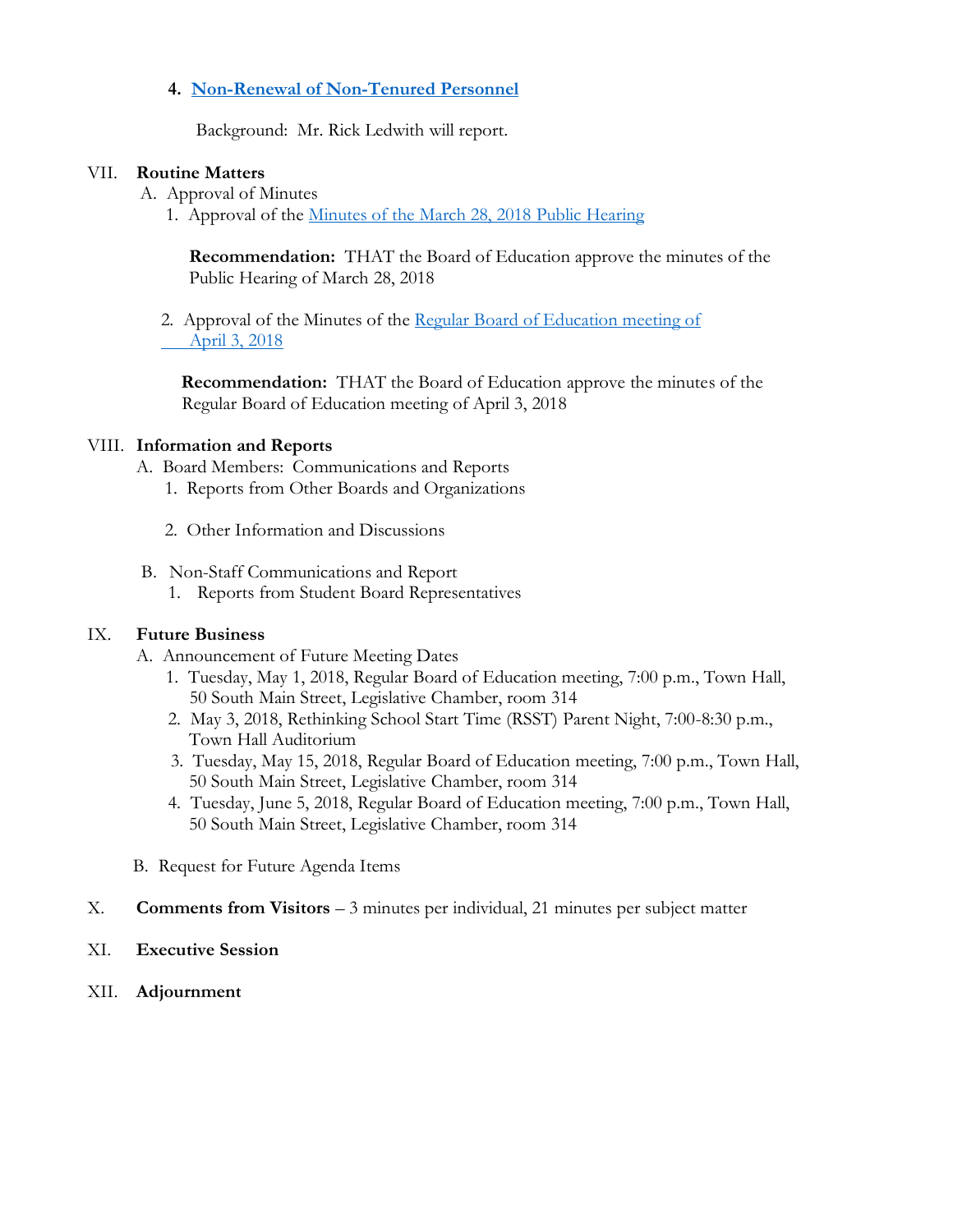4. **[Non-Renewal of Non-Tenured Personnel]()**

   Background: Mr. Rick Ledwith will report.

VII. **Routine Matters**

A. Approval of Minutes

1. Approval of the [Minutes of the March 28, 2018 Public Hearing]()

   **Recommendation:** THAT the Board of Education approve the minutes of the Public Hearing of March 28, 2018

2. Approval of the Minutes of the [Regular Board of Education meeting of April 3, 2018]()

   **Recommendation:** THAT the Board of Education approve the minutes of the Regular Board of Education meeting of April 3, 2018

VIII. **Information and Reports**

A. Board Members: Communications and Reports

1. Reports from Other Boards and Organizations

2. Other Information and Discussions

B. Non-Staff Communications and Report

1. Reports from Student Board Representatives

IX. **Future Business**

A. Announcement of Future Meeting Dates

1. Tuesday, May 1, 2018, Regular Board of Education meeting, 7:00 p.m., Town Hall, 50 South Main Street, Legislative Chamber, room 314
2. May 3, 2018, Rethinking School Start Time (RSST) Parent Night, 7:00-8:30 p.m., Town Hall Auditorium
3. Tuesday, May 15, 2018, Regular Board of Education meeting, 7:00 p.m., Town Hall, 50 South Main Street, Legislative Chamber, room 314
4. Tuesday, June 5, 2018, Regular Board of Education meeting, 7:00 p.m., Town Hall, 50 South Main Street, Legislative Chamber, room 314

B. Request for Future Agenda Items

X. **Comments from Visitors** – 3 minutes per individual, 21 minutes per subject matter

XI. **Executive Session**

XII. **Adjournment**